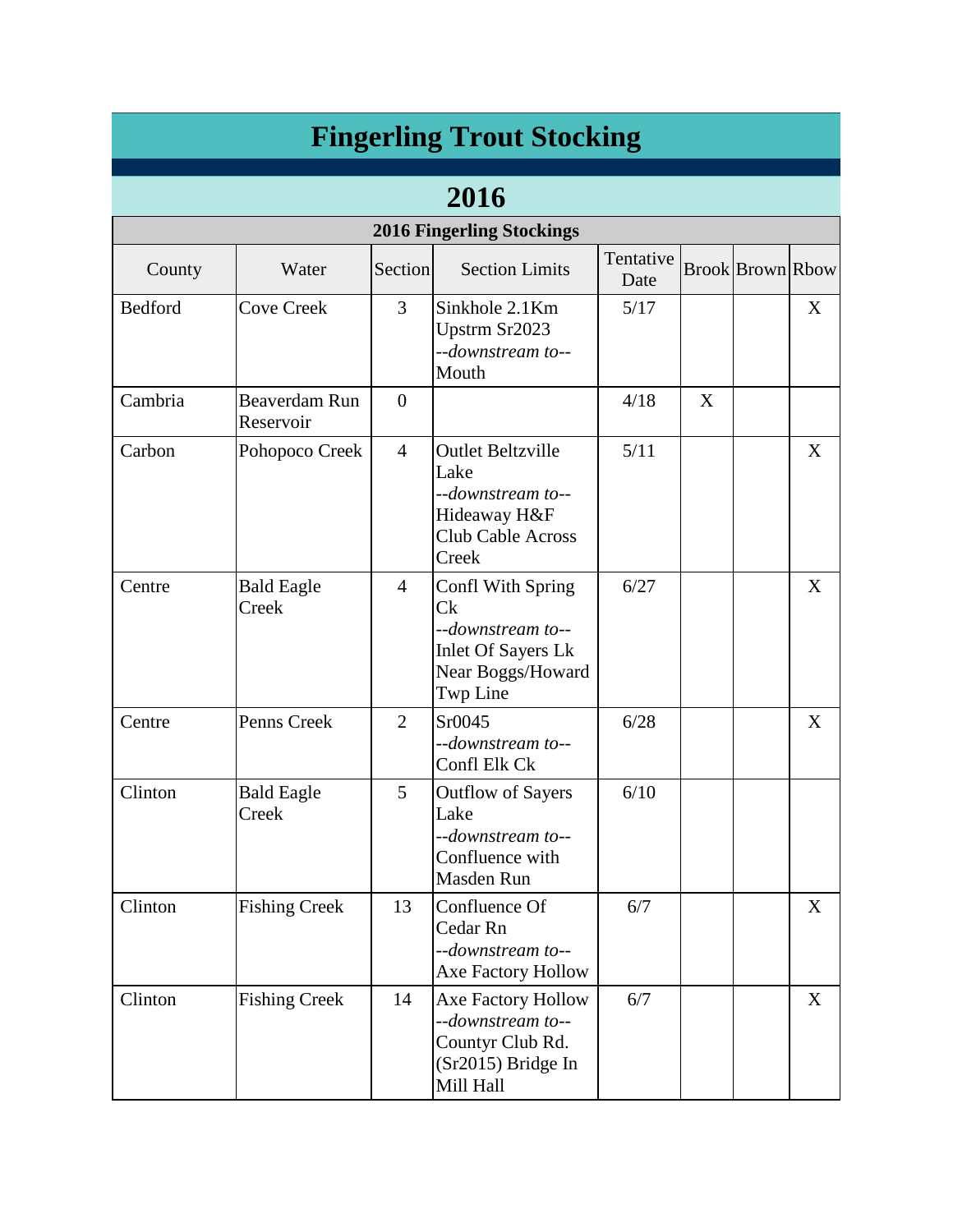# Fingerling Trout Stocking

## 2016

| 2016 Fingerling Stockings | | | | | | | |
|---|---|---|---|---|---|---|---|
| County | Water | Section | Section Limits | Tentative Date | Brook | Brown | Rbow |
| Bedford | Cove Creek | 3 | Sinkhole 2.1Km Upstrm Sr2023 *--downstream to--* Mouth | 5/17 | | | X |
| Cambria | Beaverdam Run Reservoir | 0 | | 4/18 | X | | |
| Carbon | Pohopoco Creek | 4 | Outlet Beltzville Lake *--downstream to--* Hideaway H&F Club Cable Across Creek | 5/11 | | | X |
| Centre | Bald Eagle Creek | 4 | Confl With Spring Ck *--downstream to--* Inlet Of Sayers Lk Near Boggs/Howard Twp Line | 6/27 | | | X |
| Centre | Penns Creek | 2 | Sr0045 *--downstream to--* Confl Elk Ck | 6/28 | | | X |
| Clinton | Bald Eagle Creek | 5 | Outflow of Sayers Lake *--downstream to--* Confluence with Masden Run | 6/10 | | | |
| Clinton | Fishing Creek | 13 | Confluence Of Cedar Rn *--downstream to--* Axe Factory Hollow | 6/7 | | | X |
| Clinton | Fishing Creek | 14 | Axe Factory Hollow *--downstream to--* Countyr Club Rd. (Sr2015) Bridge In Mill Hall | 6/7 | | | X |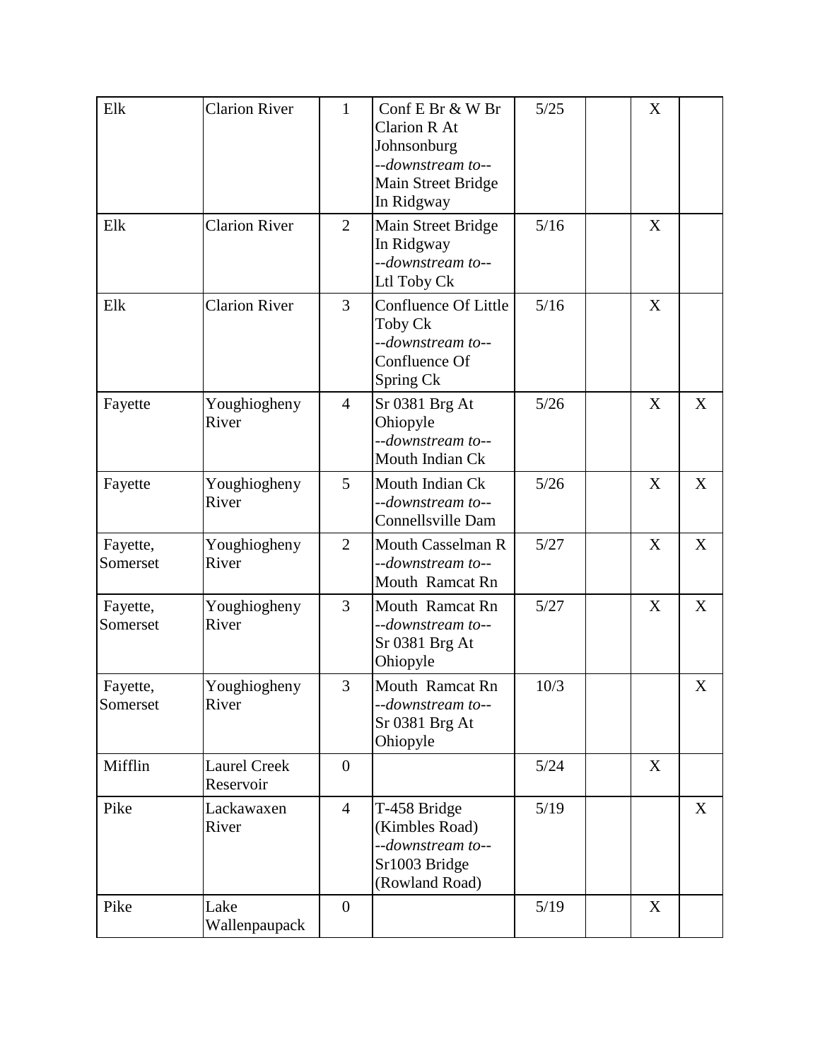| | | | | | | | |
|---|---|---|---|---|---|---|---|
| Elk | Clarion River | 1 | Conf E Br & W Br Clarion R At Johnsonburg *--downstream to--* Main Street Bridge In Ridgway | 5/25 | | X | |
| Elk | Clarion River | 2 | Main Street Bridge In Ridgway *--downstream to--* Ltl Toby Ck | 5/16 | | X | |
| Elk | Clarion River | 3 | Confluence Of Little Toby Ck *--downstream to--* Confluence Of Spring Ck | 5/16 | | X | |
| Fayette | Youghiogheny River | 4 | Sr 0381 Brg At Ohiopyle *--downstream to--* Mouth Indian Ck | 5/26 | | X | X |
| Fayette | Youghiogheny River | 5 | Mouth Indian Ck *--downstream to--* Connellsville Dam | 5/26 | | X | X |
| Fayette, Somerset | Youghiogheny River | 2 | Mouth Casselman R *--downstream to--* Mouth Ramcat Rn | 5/27 | | X | X |
| Fayette, Somerset | Youghiogheny River | 3 | Mouth Ramcat Rn *--downstream to--* Sr 0381 Brg At Ohiopyle | 5/27 | | X | X |
| Fayette, Somerset | Youghiogheny River | 3 | Mouth Ramcat Rn *--downstream to--* Sr 0381 Brg At Ohiopyle | 10/3 | | | X |
| Mifflin | Laurel Creek Reservoir | 0 | | 5/24 | | X | |
| Pike | Lackawaxen River | 4 | T-458 Bridge (Kimbles Road) *--downstream to--* Sr1003 Bridge (Rowland Road) | 5/19 | | | X |
| Pike | Lake Wallenpaupack | 0 | | 5/19 | | X | |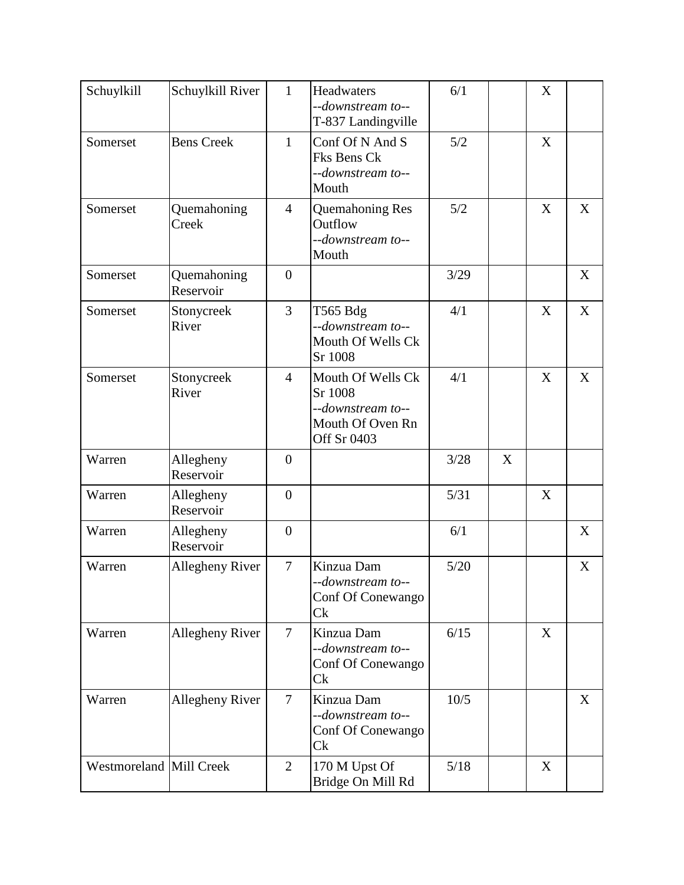| Schuylkill | Schuylkill River | 1 | Headwaters *--downstream to--* T-837 Landingville | 6/1 | | X | |
|---|---|---|---|---|---|---|---|
| Somerset | Bens Creek | 1 | Conf Of N And S Fks Bens Ck *--downstream to--* Mouth | 5/2 | | X | |
| Somerset | Quemahoning Creek | 4 | Quemahoning Res Outflow *--downstream to--* Mouth | 5/2 | | X | X |
| Somerset | Quemahoning Reservoir | 0 | | 3/29 | | | X |
| Somerset | Stonycreek River | 3 | T565 Bdg *--downstream to--* Mouth Of Wells Ck Sr 1008 | 4/1 | | X | X |
| Somerset | Stonycreek River | 4 | Mouth Of Wells Ck Sr 1008 *--downstream to--* Mouth Of Oven Rn Off Sr 0403 | 4/1 | | X | X |
| Warren | Allegheny Reservoir | 0 | | 3/28 | X | | |
| Warren | Allegheny Reservoir | 0 | | 5/31 | | X | |
| Warren | Allegheny Reservoir | 0 | | 6/1 | | | X |
| Warren | Allegheny River | 7 | Kinzua Dam *--downstream to--* Conf Of Conewango Ck | 5/20 | | | X |
| Warren | Allegheny River | 7 | Kinzua Dam *--downstream to--* Conf Of Conewango Ck | 6/15 | | X | |
| Warren | Allegheny River | 7 | Kinzua Dam *--downstream to--* Conf Of Conewango Ck | 10/5 | | | X |
| Westmoreland | Mill Creek | 2 | 170 M Upst Of Bridge On Mill Rd | 5/18 | | X | |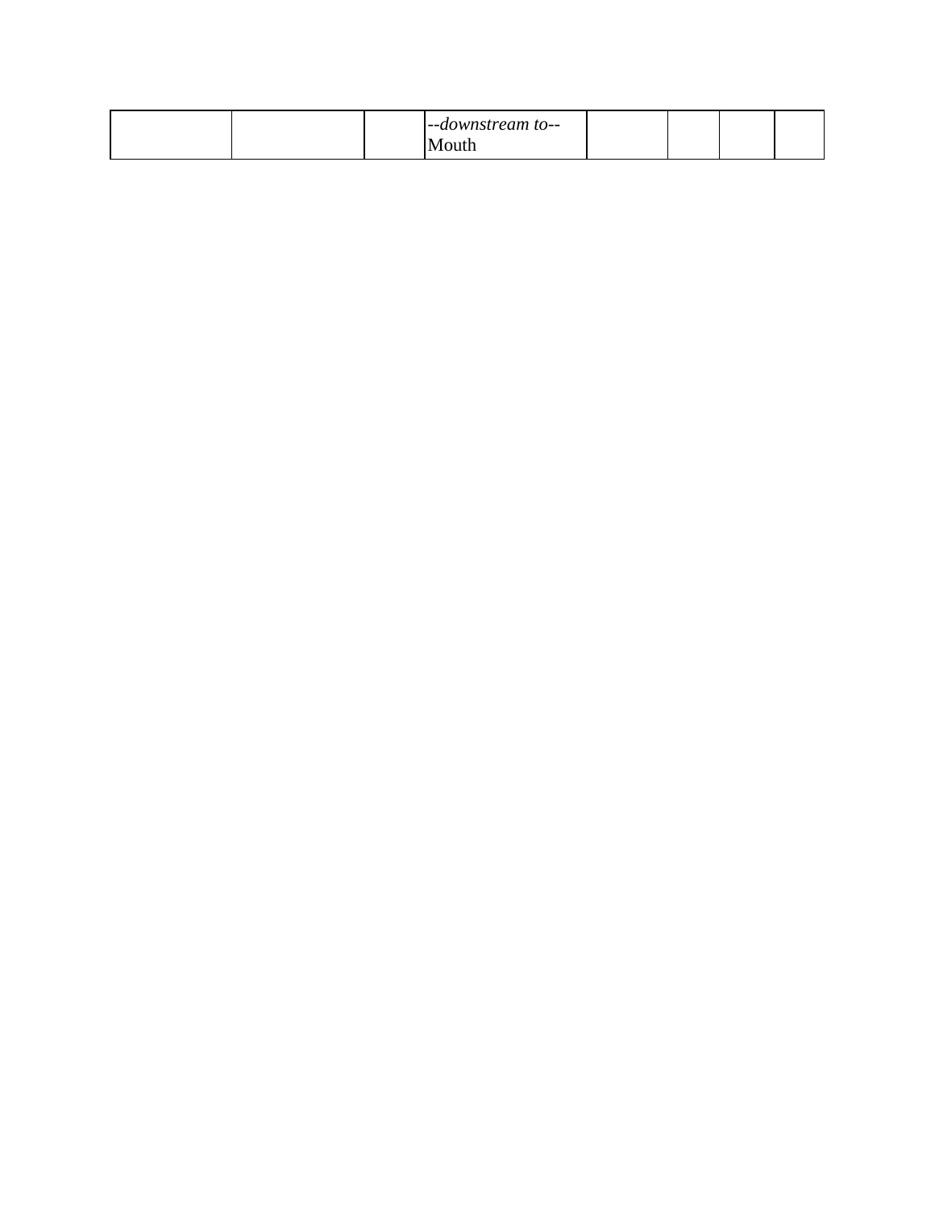| | | | | | | | |
|---|---|---|---|---|---|---|---|
| | | | --*downstream to*-- Mouth | | | | |